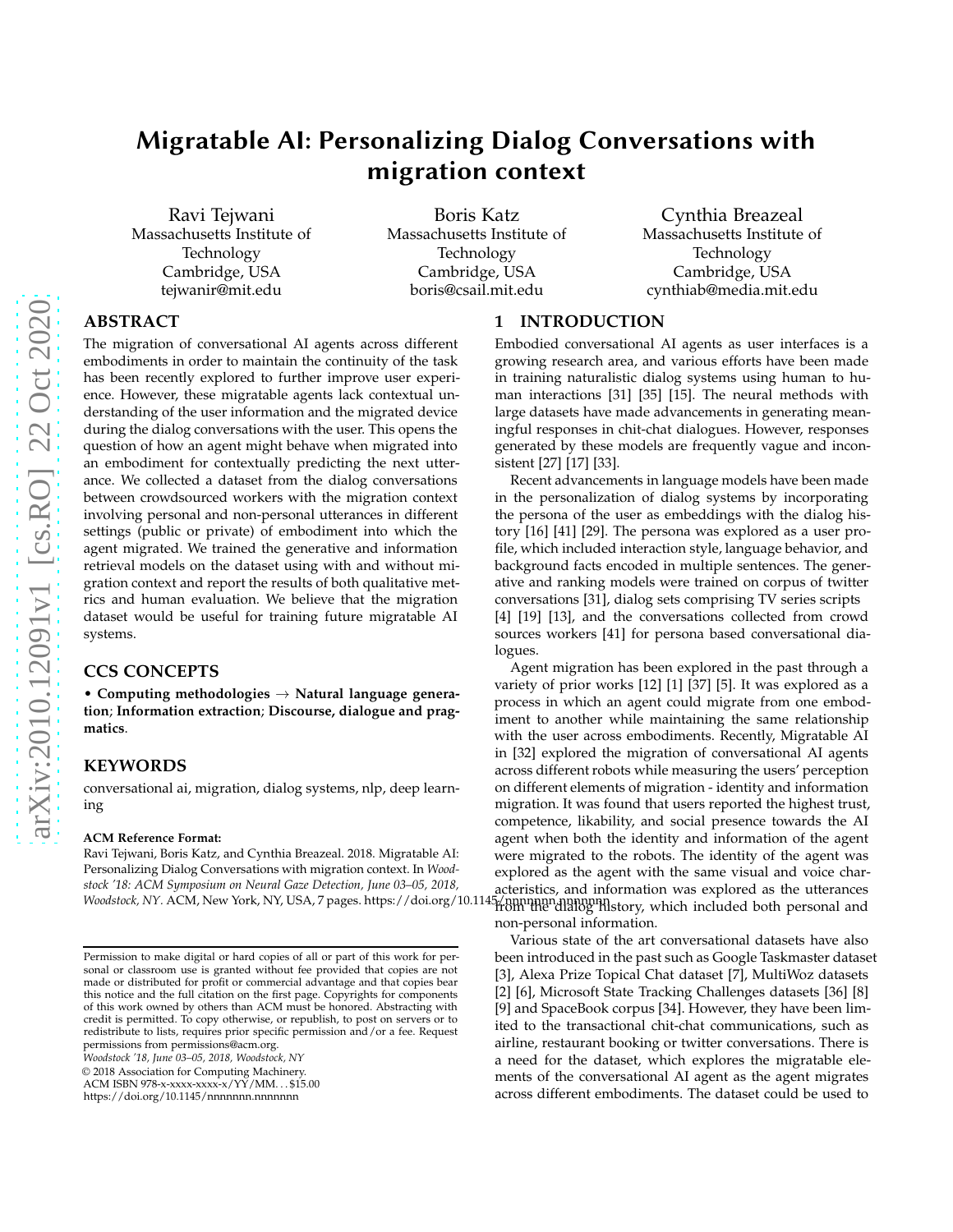# Migratable AI: Personalizing Dialog Conversations with migration context

Ravi Tejwani
Massachusetts Institute of Technology
Cambridge, USA
tejwanir@mit.edu

Boris Katz
Massachusetts Institute of Technology
Cambridge, USA
boris@csail.mit.edu

Cynthia Breazeal
Massachusetts Institute of Technology
Cambridge, USA
cynthiab@media.mit.edu

## ABSTRACT

The migration of conversational AI agents across different embodiments in order to maintain the continuity of the task has been recently explored to further improve user experience. However, these migratable agents lack contextual understanding of the user information and the migrated device during the dialog conversations with the user. This opens the question of how an agent might behave when migrated into an embodiment for contextually predicting the next utterance. We collected a dataset from the dialog conversations between crowdsourced workers with the migration context involving personal and non-personal utterances in different settings (public or private) of embodiment into which the agent migrated. We trained the generative and information retrieval models on the dataset using with and without migration context and report the results of both qualitative metrics and human evaluation. We believe that the migration dataset would be useful for training future migratable AI systems.

## CCS CONCEPTS

• **Computing methodologies** → **Natural language generation**; **Information extraction**; **Discourse, dialogue and pragmatics**.

## KEYWORDS

conversational ai, migration, dialog systems, nlp, deep learning

**ACM Reference Format:**
Ravi Tejwani, Boris Katz, and Cynthia Breazeal. 2018. Migratable AI: Personalizing Dialog Conversations with migration context. In *Woodstock '18: ACM Symposium on Neural Gaze Detection, June 03–05, 2018, Woodstock, NY*. ACM, New York, NY, USA, 7 pages. https://doi.org/10.1145/nnnnnnn.nnnnnnn

Permission to make digital or hard copies of all or part of this work for personal or classroom use is granted without fee provided that copies are not made or distributed for profit or commercial advantage and that copies bear this notice and the full citation on the first page. Copyrights for components of this work owned by others than ACM must be honored. Abstracting with credit is permitted. To copy otherwise, or republish, to post on servers or to redistribute to lists, requires prior specific permission and/or a fee. Request permissions from permissions@acm.org.
*Woodstock '18, June 03–05, 2018, Woodstock, NY*
© 2018 Association for Computing Machinery.
ACM ISBN 978-x-xxxx-xxxx-x/YY/MM...$15.00
https://doi.org/10.1145/nnnnnnn.nnnnnnn

## 1 INTRODUCTION

Embodied conversational AI agents as user interfaces is a growing research area, and various efforts have been made in training naturalistic dialog systems using human to human interactions [31] [35] [15]. The neural methods with large datasets have made advancements in generating meaningful responses in chit-chat dialogues. However, responses generated by these models are frequently vague and inconsistent [27] [17] [33].

Recent advancements in language models have been made in the personalization of dialog systems by incorporating the persona of the user as embeddings with the dialog history [16] [41] [29]. The persona was explored as a user profile, which included interaction style, language behavior, and background facts encoded in multiple sentences. The generative and ranking models were trained on corpus of twitter conversations [31], dialog sets comprising TV series scripts [4] [19] [13], and the conversations collected from crowd sources workers [41] for persona based conversational dialogues.

Agent migration has been explored in the past through a variety of prior works [12] [1] [37] [5]. It was explored as a process in which an agent could migrate from one embodiment to another while maintaining the same relationship with the user across embodiments. Recently, Migratable AI in [32] explored the migration of conversational AI agents across different robots while measuring the users' perception on different elements of migration - identity and information migration. It was found that users reported the highest trust, competence, likability, and social presence towards the AI agent when both the identity and information of the agent were migrated to the robots. The identity of the agent was explored as the agent with the same visual and voice characteristics, and information was explored as the utterances from the dialog history, which included both personal and non-personal information.

Various state of the art conversational datasets have also been introduced in the past such as Google Taskmaster dataset [3], Alexa Prize Topical Chat dataset [7], MultiWoz datasets [2] [6], Microsoft State Tracking Challenges datasets [36] [8] [9] and SpaceBook corpus [34]. However, they have been limited to the transactional chit-chat communications, such as airline, restaurant booking or twitter conversations. There is a need for the dataset, which explores the migratable elements of the conversational AI agent as the agent migrates across different embodiments. The dataset could be used to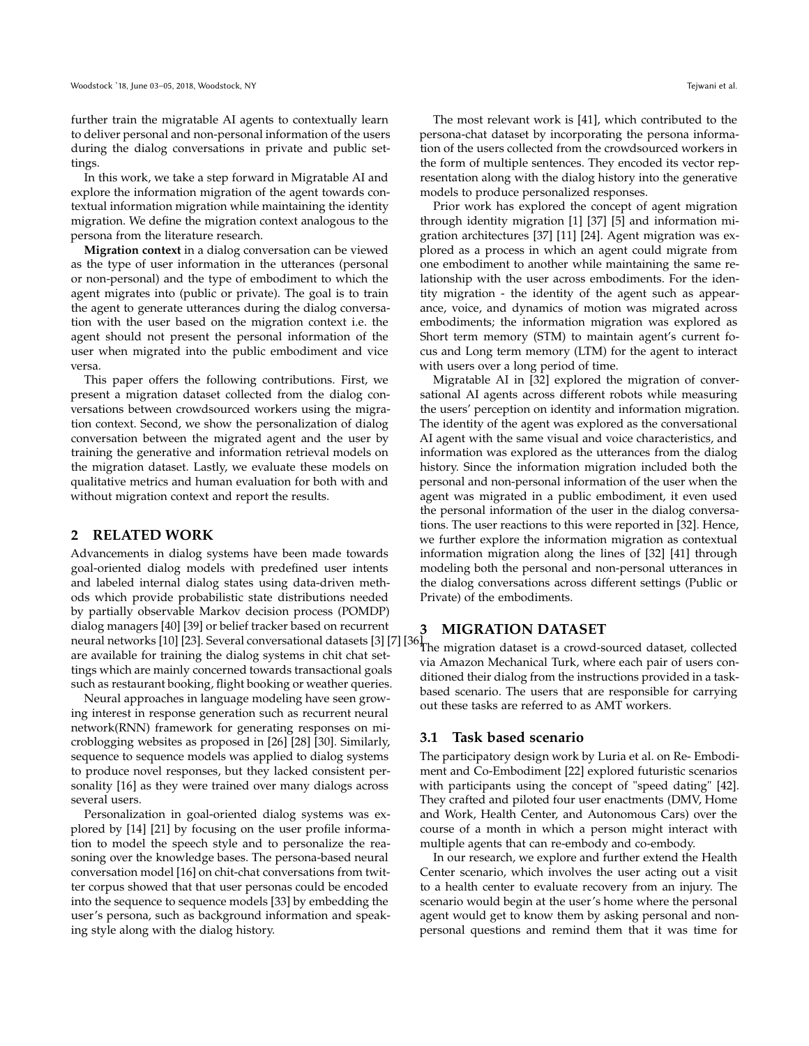further train the migratable AI agents to contextually learn to deliver personal and non-personal information of the users during the dialog conversations in private and public settings.

In this work, we take a step forward in Migratable AI and explore the information migration of the agent towards contextual information migration while maintaining the identity migration. We define the migration context analogous to the persona from the literature research.

**Migration context** in a dialog conversation can be viewed as the type of user information in the utterances (personal or non-personal) and the type of embodiment to which the agent migrates into (public or private). The goal is to train the agent to generate utterances during the dialog conversation with the user based on the migration context i.e. the agent should not present the personal information of the user when migrated into the public embodiment and vice versa.

This paper offers the following contributions. First, we present a migration dataset collected from the dialog conversations between crowdsourced workers using the migration context. Second, we show the personalization of dialog conversation between the migrated agent and the user by training the generative and information retrieval models on the migration dataset. Lastly, we evaluate these models on qualitative metrics and human evaluation for both with and without migration context and report the results.

## 2 RELATED WORK

Advancements in dialog systems have been made towards goal-oriented dialog models with predefined user intents and labeled internal dialog states using data-driven methods which provide probabilistic state distributions needed by partially observable Markov decision process (POMDP) dialog managers [40] [39] or belief tracker based on recurrent neural networks [10] [23]. Several conversational datasets [3] [7] [36] are available for training the dialog systems in chit chat settings which are mainly concerned towards transactional goals such as restaurant booking, flight booking or weather queries.

Neural approaches in language modeling have seen growing interest in response generation such as recurrent neural network(RNN) framework for generating responses on microblogging websites as proposed in [26] [28] [30]. Similarly, sequence to sequence models was applied to dialog systems to produce novel responses, but they lacked consistent personality [16] as they were trained over many dialogs across several users.

Personalization in goal-oriented dialog systems was explored by [14] [21] by focusing on the user profile information to model the speech style and to personalize the reasoning over the knowledge bases. The persona-based neural conversation model [16] on chit-chat conversations from twitter corpus showed that that user personas could be encoded into the sequence to sequence models [33] by embedding the user's persona, such as background information and speaking style along with the dialog history.

The most relevant work is [41], which contributed to the persona-chat dataset by incorporating the persona information of the users collected from the crowdsourced workers in the form of multiple sentences. They encoded its vector representation along with the dialog history into the generative models to produce personalized responses.

Prior work has explored the concept of agent migration through identity migration [1] [37] [5] and information migration architectures [37] [11] [24]. Agent migration was explored as a process in which an agent could migrate from one embodiment to another while maintaining the same relationship with the user across embodiments. For the identity migration - the identity of the agent such as appearance, voice, and dynamics of motion was migrated across embodiments; the information migration was explored as Short term memory (STM) to maintain agent's current focus and Long term memory (LTM) for the agent to interact with users over a long period of time.

Migratable AI in [32] explored the migration of conversational AI agents across different robots while measuring the users' perception on identity and information migration. The identity of the agent was explored as the conversational AI agent with the same visual and voice characteristics, and information was explored as the utterances from the dialog history. Since the information migration included both the personal and non-personal information of the user when the agent was migrated in a public embodiment, it even used the personal information of the user in the dialog conversations. The user reactions to this were reported in [32]. Hence, we further explore the information migration as contextual information migration along the lines of [32] [41] through modeling both the personal and non-personal utterances in the dialog conversations across different settings (Public or Private) of the embodiments.

## 3 MIGRATION DATASET

The migration dataset is a crowd-sourced dataset, collected via Amazon Mechanical Turk, where each pair of users conditioned their dialog from the instructions provided in a task-based scenario. The users that are responsible for carrying out these tasks are referred to as AMT workers.

### 3.1 Task based scenario

The participatory design work by Luria et al. on Re- Embodiment and Co-Embodiment [22] explored futuristic scenarios with participants using the concept of "speed dating" [42]. They crafted and piloted four user enactments (DMV, Home and Work, Health Center, and Autonomous Cars) over the course of a month in which a person might interact with multiple agents that can re-embody and co-embody.

In our research, we explore and further extend the Health Center scenario, which involves the user acting out a visit to a health center to evaluate recovery from an injury. The scenario would begin at the user's home where the personal agent would get to know them by asking personal and non-personal questions and remind them that it was time for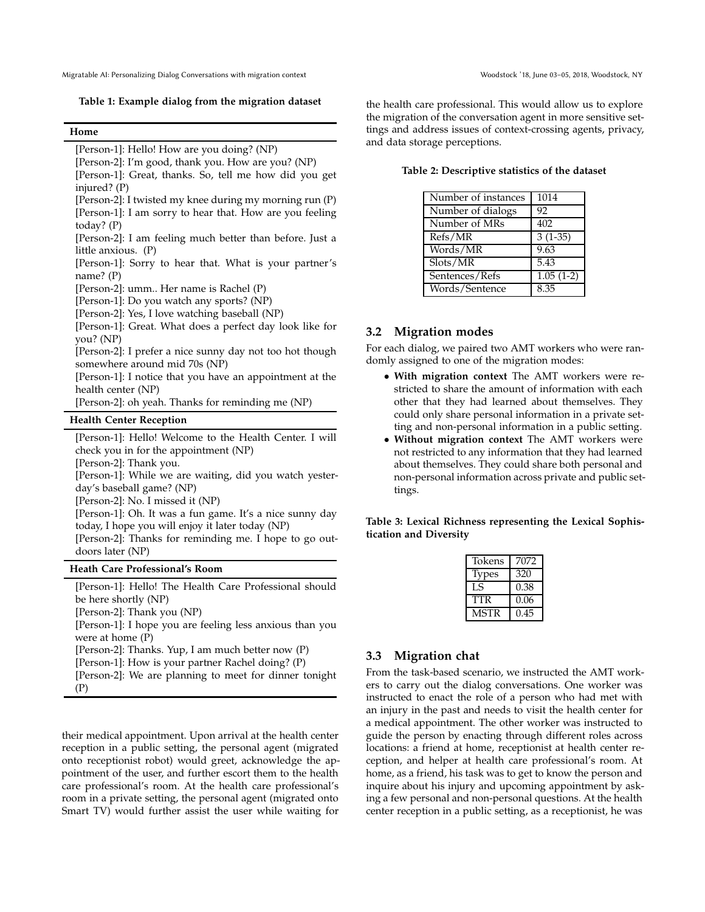**Table 1: Example dialog from the migration dataset**

| Home |
|---|
| [Person-1]: Hello! How are you doing? (NP) |
| [Person-2]: I'm good, thank you. How are you? (NP) |
| [Person-1]: Great, thanks. So, tell me how did you get injured? (P) |
| [Person-2]: I twisted my knee during my morning run (P) |
| [Person-1]: I am sorry to hear that. How are you feeling today? (P) |
| [Person-2]: I am feeling much better than before. Just a little anxious. (P) |
| [Person-1]: Sorry to hear that. What is your partner's name? (P) |
| [Person-2]: umm.. Her name is Rachel (P) |
| [Person-1]: Do you watch any sports? (NP) |
| [Person-2]: Yes, I love watching baseball (NP) |
| [Person-1]: Great. What does a perfect day look like for you? (NP) |
| [Person-2]: I prefer a nice sunny day not too hot though somewhere around mid 70s (NP) |
| [Person-1]: I notice that you have an appointment at the health center (NP) |
| [Person-2]: oh yeah. Thanks for reminding me (NP) |
| **Health Center Reception** |
| [Person-1]: Hello! Welcome to the Health Center. I will check you in for the appointment (NP) |
| [Person-2]: Thank you. |
| [Person-1]: While we are waiting, did you watch yesterday's baseball game? (NP) |
| [Person-2]: No. I missed it (NP) |
| [Person-1]: Oh. It was a fun game. It's a nice sunny day today, I hope you will enjoy it later today (NP) |
| [Person-2]: Thanks for reminding me. I hope to go outdoors later (NP) |
| **Heath Care Professional's Room** |
| [Person-1]: Hello! The Health Care Professional should be here shortly (NP) |
| [Person-2]: Thank you (NP) |
| [Person-1]: I hope you are feeling less anxious than you were at home (P) |
| [Person-2]: Thanks. Yup, I am much better now (P) |
| [Person-1]: How is your partner Rachel doing? (P) |
| [Person-2]: We are planning to meet for dinner tonight (P) |

their medical appointment. Upon arrival at the health center reception in a public setting, the personal agent (migrated onto receptionist robot) would greet, acknowledge the appointment of the user, and further escort them to the health care professional's room. At the health care professional's room in a private setting, the personal agent (migrated onto Smart TV) would further assist the user while waiting for the health care professional. This would allow us to explore the migration of the conversation agent in more sensitive settings and address issues of context-crossing agents, privacy, and data storage perceptions.

**Table 2: Descriptive statistics of the dataset**

| | |
|---|---|
| Number of instances | 1014 |
| Number of dialogs | 92 |
| Number of MRs | 402 |
| Refs/MR | 3 (1-35) |
| Words/MR | 9.63 |
| Slots/MR | 5.43 |
| Sentences/Refs | 1.05 (1-2) |
| Words/Sentence | 8.35 |

## 3.2 Migration modes

For each dialog, we paired two AMT workers who were randomly assigned to one of the migration modes:

- **With migration context** The AMT workers were restricted to share the amount of information with each other that they had learned about themselves. They could only share personal information in a private setting and non-personal information in a public setting.
- **Without migration context** The AMT workers were not restricted to any information that they had learned about themselves. They could share both personal and non-personal information across private and public settings.

**Table 3: Lexical Richness representing the Lexical Sophistication and Diversity**

| | |
|---|---|
| Tokens | 7072 |
| Types | 320 |
| LS | 0.38 |
| TTR | 0.06 |
| MSTR | 0.45 |

## 3.3 Migration chat

From the task-based scenario, we instructed the AMT workers to carry out the dialog conversations. One worker was instructed to enact the role of a person who had met with an injury in the past and needs to visit the health center for a medical appointment. The other worker was instructed to guide the person by enacting through different roles across locations: a friend at home, receptionist at health center reception, and helper at health care professional's room. At home, as a friend, his task was to get to know the person and inquire about his injury and upcoming appointment by asking a few personal and non-personal questions. At the health center reception in a public setting, as a receptionist, he was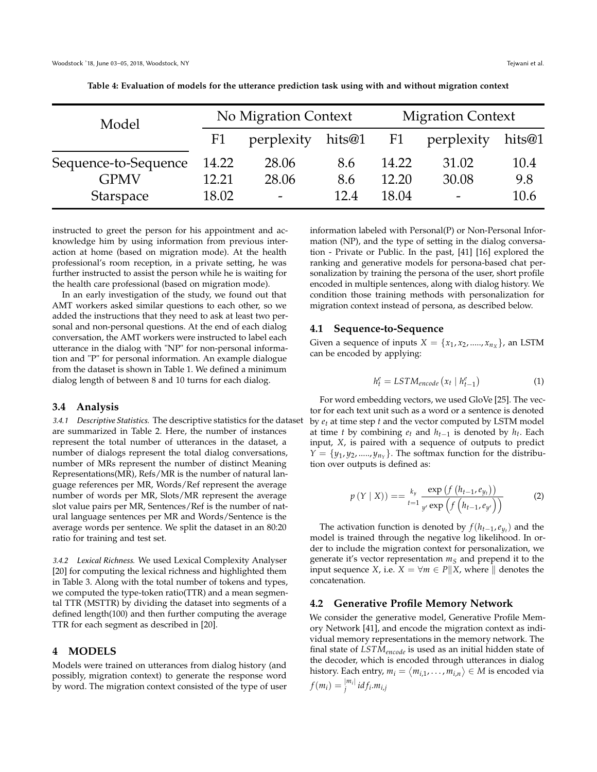**Table 4: Evaluation of models for the utterance prediction task using with and without migration context**

| Model | No Migration Context | | | Migration Context | | |
|---|---|---|---|---|---|---|
| | F1 | perplexity | hits@1 | F1 | perplexity | hits@1 |
| Sequence-to-Sequence | 14.22 | 28.06 | 8.6 | 14.22 | 31.02 | 10.4 |
| GPMV | 12.21 | 28.06 | 8.6 | 12.20 | 30.08 | 9.8 |
| Starspace | 18.02 | - | 12.4 | 18.04 | - | 10.6 |

instructed to greet the person for his appointment and acknowledge him by using information from previous interaction at home (based on migration mode). At the health professional's room reception, in a private setting, he was further instructed to assist the person while he is waiting for the health care professional (based on migration mode).

In an early investigation of the study, we found out that AMT workers asked similar questions to each other, so we added the instructions that they need to ask at least two personal and non-personal questions. At the end of each dialog conversation, the AMT workers were instructed to label each utterance in the dialog with "NP" for non-personal information and "P" for personal information. An example dialogue from the dataset is shown in Table 1. We defined a minimum dialog length of between 8 and 10 turns for each dialog.

### 3.4 Analysis

*3.4.1 Descriptive Statistics.* The descriptive statistics for the dataset are summarized in Table 2. Here, the number of instances represent the total number of utterances in the dataset, a number of dialogs represent the total dialog conversations, number of MRs represent the number of distinct Meaning Representations(MR), Refs/MR is the number of natural language references per MR, Words/Ref represent the average number of words per MR, Slots/MR represent the average slot value pairs per MR, Sentences/Ref is the number of natural language sentences per MR and Words/Sentence is the average words per sentence. We split the dataset in an 80:20 ratio for training and test set.

*3.4.2 Lexical Richness.* We used Lexical Complexity Analyser [20] for computing the lexical richness and highlighted them in Table 3. Along with the total number of tokens and types, we computed the type-token ratio(TTR) and a mean segmental TTR (MSTTR) by dividing the dataset into segments of a defined length(100) and then further computing the average TTR for each segment as described in [20].

## 4 MODELS

Models were trained on utterances from dialog history (and possibly, migration context) to generate the response word by word. The migration context consisted of the type of user information labeled with Personal(P) or Non-Personal Information (NP), and the type of setting in the dialog conversation - Private or Public. In the past, [41] [16] explored the ranking and generative models for persona-based chat personalization by training the persona of the user, short profile encoded in multiple sentences, along with dialog history. We condition those training methods with personalization for migration context instead of persona, as described below.

### 4.1 Sequence-to-Sequence

Given a sequence of inputs $X = \{x_1, x_2, ....., x_{n_X}\}$, an LSTM can be encoded by applying:

$$h_t^e = LSTM_{encode}\left(x_t \mid h_{t-1}^e\right) \tag{1}$$

For word embedding vectors, we used GloVe [25]. The vector for each text unit such as a word or a sentence is denoted by $e_t$ at time step $t$ and the vector computed by LSTM model at time $t$ by combining $e_t$ and $h_{t-1}$ is denoted by $h_t$. Each input, $X$, is paired with a sequence of outputs to predict $Y = \{y_1, y_2, ....., y_{n_Y}\}$. The softmax function for the distribution over outputs is defined as:

$$p(Y \mid X)) == \prod_{t=1}^{k_y} \frac{\exp\left(f\left(h_{t-1}, e_{y_t}\right)\right)}{\sum_{y'} \exp\left(f\left(h_{t-1}, e_{y'}\right)\right)} \tag{2}$$

The activation function is denoted by $f(h_{t-1}, e_{y_t})$ and the model is trained through the negative log likelihood. In order to include the migration context for personalization, we generate it's vector representation $m_S$ and prepend it to the input sequence $X$, i.e. $X = \forall m \in P \| X$, where $\|$ denotes the concatenation.

### 4.2 Generative Profile Memory Network

We consider the generative model, Generative Profile Memory Network [41], and encode the migration context as individual memory representations in the memory network. The final state of $LSTM_{encode}$ is used as an initial hidden state of the decoder, which is encoded through utterances in dialog history. Each entry, $m_i = \langle m_{i,1}, \ldots, m_{i,n} \rangle \in M$ is encoded via $f(m_i) = \sum_j^{|m_i|} idf_i . m_{i,j}$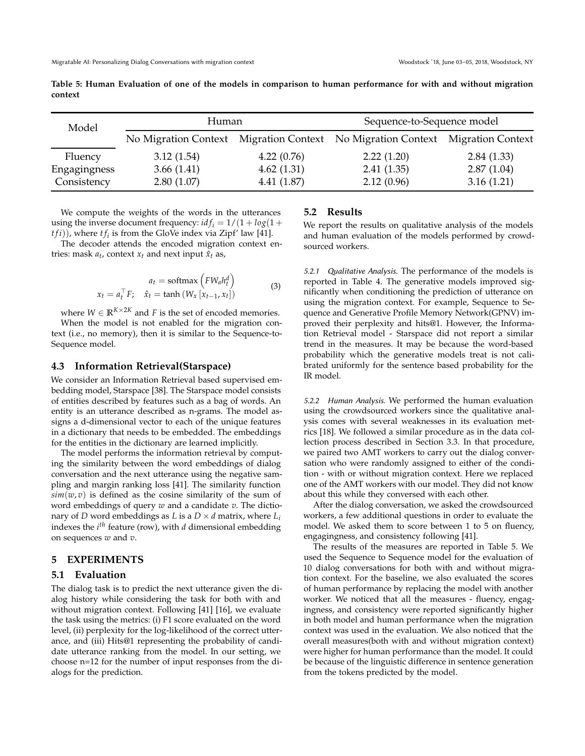**Table 5: Human Evaluation of one of the models in comparison to human performance for with and without migration context**

| Model | Human | | Sequence-to-Sequence model | |
|---|---|---|---|---|
| | No Migration Context | Migration Context | No Migration Context | Migration Context |
| Fluency | 3.12 (1.54) | 4.22 (0.76) | 2.22 (1.20) | 2.84 (1.33) |
| Engagingness | 3.66 (1.41) | 4.62 (1.31) | 2.41 (1.35) | 2.87 (1.04) |
| Consistency | 2.80 (1.07) | 4.41 (1.87) | 2.12 (0.96) | 3.16 (1.21) |

We compute the weights of the words in the utterances using the inverse document frequency: $idf_i = 1/(1 + log(1 + tfi))$, where $tf_i$ is from the GloVe index via Zipf' law [41].

The decoder attends the encoded migration context entries: mask $a_t$, context $x_t$ and next input $\hat{x}_t$ as,

$$
\begin{gathered}
a_t = \operatorname{softmax}\left(FW_a h_t^d\right) \\
x_t = a_t^\top F; \quad \hat{x}_t = \tanh\left(W_x\left[x_{t-1}, x_t\right]\right)
\end{gathered}
\tag{3}
$$

where $W \in \mathbb{R}^{K \times 2K}$ and $F$ is the set of encoded memories.

When the model is not enabled for the migration context (i.e., no memory), then it is similar to the Sequence-to-Sequence model.

## 4.3 Information Retrieval(Starspace)

We consider an Information Retrieval based supervised embedding model, Starspace [38]. The Starspace model consists of entities described by features such as a bag of words. An entity is an utterance described as n-grams. The model assigns a d-dimensional vector to each of the unique features in a dictionary that needs to be embedded. The embeddings for the entities in the dictionary are learned implicitly.

The model performs the information retrieval by computing the similarity between the word embeddings of dialog conversation and the next utterance using the negative sampling and margin ranking loss [41]. The similarity function $sim(w, v)$ is defined as the cosine similarity of the sum of word embeddings of query $w$ and a candidate $v$. The dictionary of $D$ word embeddings as $L$ is a $D \times d$ matrix, where $L_i$ indexes the $i^{th}$ feature (row), with $d$ dimensional embedding on sequences $w$ and $v$.

# 5 EXPERIMENTS

## 5.1 Evaluation

The dialog task is to predict the next utterance given the dialog history while considering the task for both with and without migration context. Following [41] [16], we evaluate the task using the metrics: (i) F1 score evaluated on the word level, (ii) perplexity for the log-likelihood of the correct utterance, and (iii) Hits@1 representing the probability of candidate utterance ranking from the model. In our setting, we choose n=12 for the number of input responses from the dialogs for the prediction.

## 5.2 Results

We report the results on qualitative analysis of the models and human evaluation of the models performed by crowdsourced workers.

*5.2.1 Qualitative Analysis.* The performance of the models is reported in Table 4. The generative models improved significantly when conditioning the prediction of utterance on using the migration context. For example, Sequence to Sequence and Generative Profile Memory Network(GPNV) improved their perplexity and hits@1. However, the Information Retrieval model - Starspace did not report a similar trend in the measures. It may be because the word-based probability which the generative models treat is not calibrated uniformly for the sentence based probability for the IR model.

*5.2.2 Human Analysis.* We performed the human evaluation using the crowdsourced workers since the qualitative analysis comes with several weaknesses in its evaluation metrics [18]. We followed a similar procedure as in the data collection process described in Section 3.3. In that procedure, we paired two AMT workers to carry out the dialog conversation who were randomly assigned to either of the condition - with or without migration context. Here we replaced one of the AMT workers with our model. They did not know about this while they conversed with each other.

After the dialog conversation, we asked the crowdsourced workers, a few additional questions in order to evaluate the model. We asked them to score between 1 to 5 on fluency, engagingness, and consistency following [41].

The results of the measures are reported in Table 5. We used the Sequence to Sequence model for the evaluation of 10 dialog conversations for both with and without migration context. For the baseline, we also evaluated the scores of human performance by replacing the model with another worker. We noticed that all the measures - fluency, engagingness, and consistency were reported significantly higher in both model and human performance when the migration context was used in the evaluation. We also noticed that the overall measures(both with and without migration context) were higher for human performance than the model. It could be because of the linguistic difference in sentence generation from the tokens predicted by the model.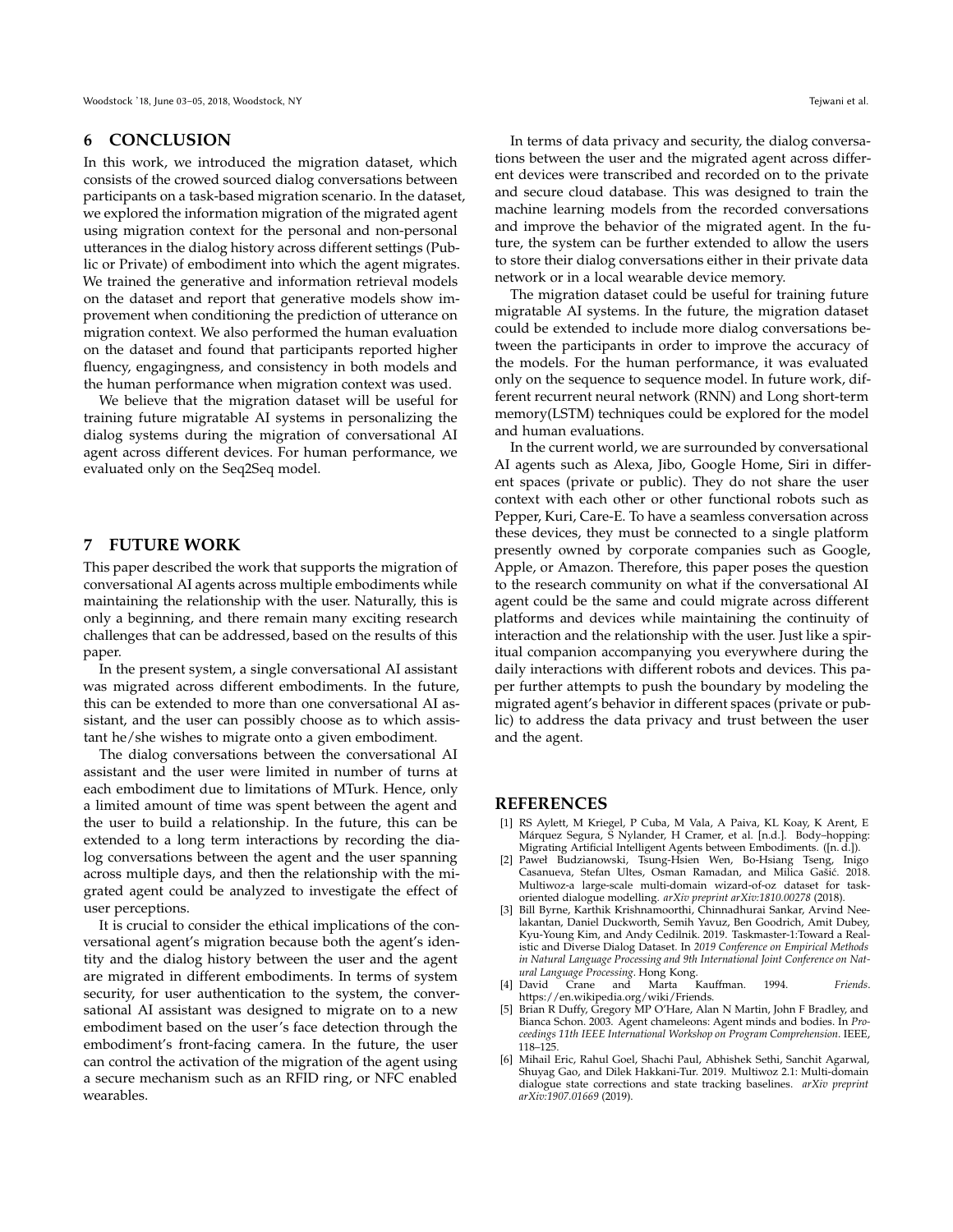## 6 CONCLUSION

In this work, we introduced the migration dataset, which consists of the crowed sourced dialog conversations between participants on a task-based migration scenario. In the dataset, we explored the information migration of the migrated agent using migration context for the personal and non-personal utterances in the dialog history across different settings (Public or Private) of embodiment into which the agent migrates. We trained the generative and information retrieval models on the dataset and report that generative models show improvement when conditioning the prediction of utterance on migration context. We also performed the human evaluation on the dataset and found that participants reported higher fluency, engagingness, and consistency in both models and the human performance when migration context was used.

We believe that the migration dataset will be useful for training future migratable AI systems in personalizing the dialog systems during the migration of conversational AI agent across different devices. For human performance, we evaluated only on the Seq2Seq model.

## 7 FUTURE WORK

This paper described the work that supports the migration of conversational AI agents across multiple embodiments while maintaining the relationship with the user. Naturally, this is only a beginning, and there remain many exciting research challenges that can be addressed, based on the results of this paper.

In the present system, a single conversational AI assistant was migrated across different embodiments. In the future, this can be extended to more than one conversational AI assistant, and the user can possibly choose as to which assistant he/she wishes to migrate onto a given embodiment.

The dialog conversations between the conversational AI assistant and the user were limited in number of turns at each embodiment due to limitations of MTurk. Hence, only a limited amount of time was spent between the agent and the user to build a relationship. In the future, this can be extended to a long term interactions by recording the dialog conversations between the agent and the user spanning across multiple days, and then the relationship with the migrated agent could be analyzed to investigate the effect of user perceptions.

It is crucial to consider the ethical implications of the conversational agent's migration because both the agent's identity and the dialog history between the user and the agent are migrated in different embodiments. In terms of system security, for user authentication to the system, the conversational AI assistant was designed to migrate on to a new embodiment based on the user's face detection through the embodiment's front-facing camera. In the future, the user can control the activation of the migration of the agent using a secure mechanism such as an RFID ring, or NFC enabled wearables.

In terms of data privacy and security, the dialog conversations between the user and the migrated agent across different devices were transcribed and recorded on to the private and secure cloud database. This was designed to train the machine learning models from the recorded conversations and improve the behavior of the migrated agent. In the future, the system can be further extended to allow the users to store their dialog conversations either in their private data network or in a local wearable device memory.

The migration dataset could be useful for training future migratable AI systems. In the future, the migration dataset could be extended to include more dialog conversations between the participants in order to improve the accuracy of the models. For the human performance, it was evaluated only on the sequence to sequence model. In future work, different recurrent neural network (RNN) and Long short-term memory(LSTM) techniques could be explored for the model and human evaluations.

In the current world, we are surrounded by conversational AI agents such as Alexa, Jibo, Google Home, Siri in different spaces (private or public). They do not share the user context with each other or other functional robots such as Pepper, Kuri, Care-E. To have a seamless conversation across these devices, they must be connected to a single platform presently owned by corporate companies such as Google, Apple, or Amazon. Therefore, this paper poses the question to the research community on what if the conversational AI agent could be the same and could migrate across different platforms and devices while maintaining the continuity of interaction and the relationship with the user. Just like a spiritual companion accompanying you everywhere during the daily interactions with different robots and devices. This paper further attempts to push the boundary by modeling the migrated agent's behavior in different spaces (private or public) to address the data privacy and trust between the user and the agent.

## REFERENCES

[1] RS Aylett, M Kriegel, P Cuba, M Vala, A Paiva, KL Koay, K Arent, E Márquez Segura, S Nylander, H Cramer, et al. [n.d.]. Body–hopping: Migrating Artificial Intelligent Agents between Embodiments. ([n. d.]).

[2] Paweł Budzianowski, Tsung-Hsien Wen, Bo-Hsiang Tseng, Inigo Casanueva, Stefan Ultes, Osman Ramadan, and Milica Gašić. 2018. Multiwoz-a large-scale multi-domain wizard-of-oz dataset for task-oriented dialogue modelling. *arXiv preprint arXiv:1810.00278* (2018).

[3] Bill Byrne, Karthik Krishnamoorthi, Chinnadhurai Sankar, Arvind Neelakantan, Daniel Duckworth, Semih Yavuz, Ben Goodrich, Amit Dubey, Kyu-Young Kim, and Andy Cedilnik. 2019. Taskmaster-1:Toward a Realistic and Diverse Dialog Dataset. In *2019 Conference on Empirical Methods in Natural Language Processing and 9th International Joint Conference on Natural Language Processing*. Hong Kong.

[4] David Crane and Marta Kauffman. 1994. *Friends*. https://en.wikipedia.org/wiki/Friends.

[5] Brian R Duffy, Gregory MP O'Hare, Alan N Martin, John F Bradley, and Bianca Schon. 2003. Agent chameleons: Agent minds and bodies. In *Proceedings 11th IEEE International Workshop on Program Comprehension*. IEEE, 118–125.

[6] Mihail Eric, Rahul Goel, Shachi Paul, Abhishek Sethi, Sanchit Agarwal, Shuyag Gao, and Dilek Hakkani-Tur. 2019. Multiwoz 2.1: Multi-domain dialogue state corrections and state tracking baselines. *arXiv preprint arXiv:1907.01669* (2019).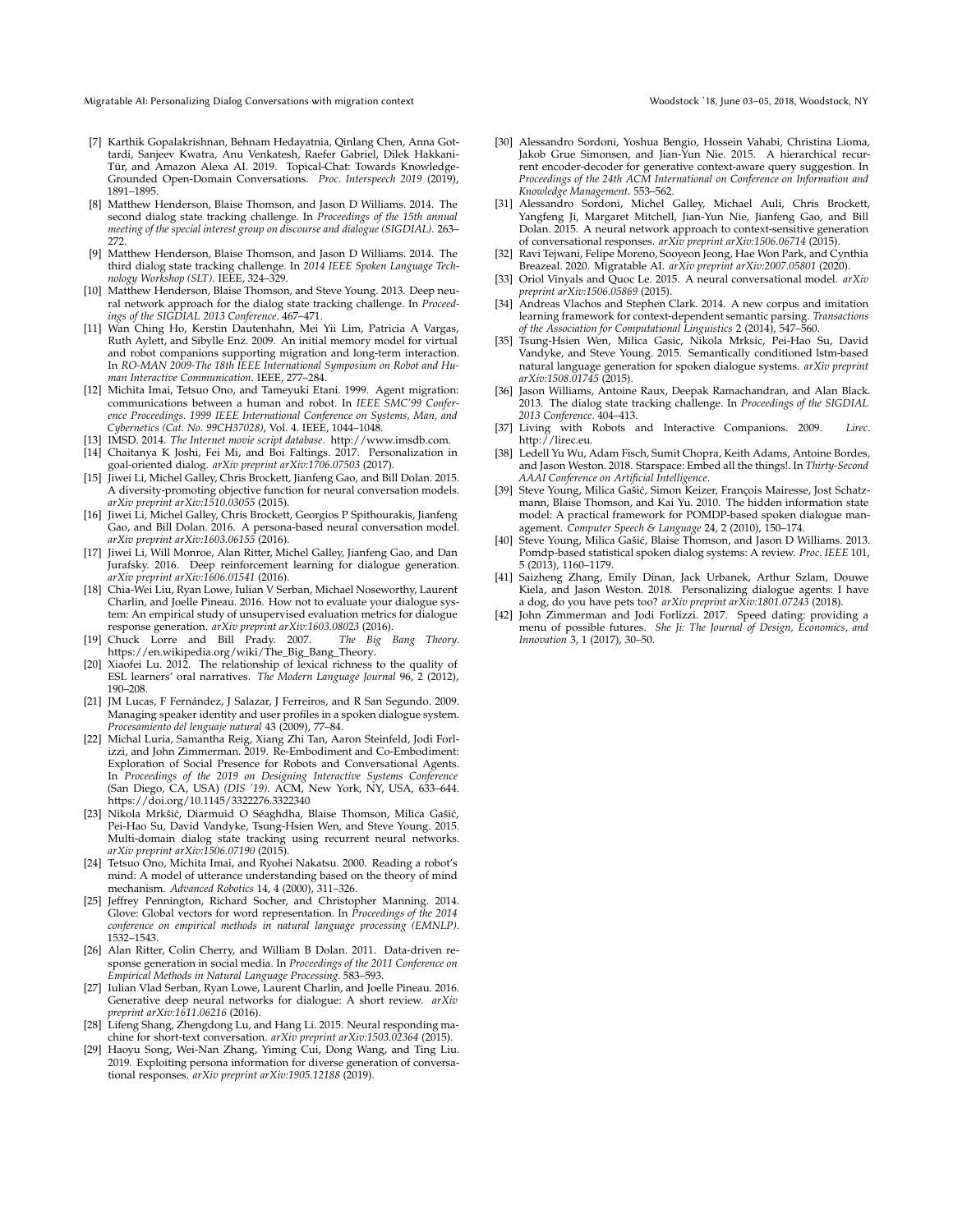[7] Karthik Gopalakrishnan, Behnam Hedayatnia, Qinlang Chen, Anna Gottardi, Sanjeev Kwatra, Anu Venkatesh, Raefer Gabriel, Dilek Hakkani-Tür, and Amazon Alexa AI. 2019. Topical-Chat: Towards Knowledge-Grounded Open-Domain Conversations. *Proc. Interspeech 2019* (2019), 1891–1895.

[8] Matthew Henderson, Blaise Thomson, and Jason D Williams. 2014. The second dialog state tracking challenge. In *Proceedings of the 15th annual meeting of the special interest group on discourse and dialogue (SIGDIAL)*. 263–272.

[9] Matthew Henderson, Blaise Thomson, and Jason D Williams. 2014. The third dialog state tracking challenge. In *2014 IEEE Spoken Language Technology Workshop (SLT)*. IEEE, 324–329.

[10] Matthew Henderson, Blaise Thomson, and Steve Young. 2013. Deep neural network approach for the dialog state tracking challenge. In *Proceedings of the SIGDIAL 2013 Conference*. 467–471.

[11] Wan Ching Ho, Kerstin Dautenhahn, Mei Yii Lim, Patricia A Vargas, Ruth Aylett, and Sibylle Enz. 2009. An initial memory model for virtual and robot companions supporting migration and long-term interaction. In *RO-MAN 2009-The 18th IEEE International Symposium on Robot and Human Interactive Communication*. IEEE, 277–284.

[12] Michita Imai, Tetsuo Ono, and Tameyuki Etani. 1999. Agent migration: communications between a human and robot. In *IEEE SMC'99 Conference Proceedings. 1999 IEEE International Conference on Systems, Man, and Cybernetics (Cat. No. 99CH37028)*, Vol. 4. IEEE, 1044–1048.

[13] IMSD. 2014. *The Internet movie script database*. http://www.imsdb.com.

[14] Chaitanya K Joshi, Fei Mi, and Boi Faltings. 2017. Personalization in goal-oriented dialog. *arXiv preprint arXiv:1706.07503* (2017).

[15] Jiwei Li, Michel Galley, Chris Brockett, Jianfeng Gao, and Bill Dolan. 2015. A diversity-promoting objective function for neural conversation models. *arXiv preprint arXiv:1510.03055* (2015).

[16] Jiwei Li, Michel Galley, Chris Brockett, Georgios P Spithourakis, Jianfeng Gao, and Bill Dolan. 2016. A persona-based neural conversation model. *arXiv preprint arXiv:1603.06155* (2016).

[17] Jiwei Li, Will Monroe, Alan Ritter, Michel Galley, Jianfeng Gao, and Dan Jurafsky. 2016. Deep reinforcement learning for dialogue generation. *arXiv preprint arXiv:1606.01541* (2016).

[18] Chia-Wei Liu, Ryan Lowe, Iulian V Serban, Michael Noseworthy, Laurent Charlin, and Joelle Pineau. 2016. How not to evaluate your dialogue system: An empirical study of unsupervised evaluation metrics for dialogue response generation. *arXiv preprint arXiv:1603.08023* (2016).

[19] Chuck Lorre and Bill Prady. 2007. *The Big Bang Theory*. https://en.wikipedia.org/wiki/The_Big_Bang_Theory.

[20] Xiaofei Lu. 2012. The relationship of lexical richness to the quality of ESL learners' oral narratives. *The Modern Language Journal* 96, 2 (2012), 190–208.

[21] JM Lucas, F Fernández, J Salazar, J Ferreiros, and R San Segundo. 2009. Managing speaker identity and user profiles in a spoken dialogue system. *Procesamiento del lenguaje natural* 43 (2009), 77–84.

[22] Michal Luria, Samantha Reig, Xiang Zhi Tan, Aaron Steinfeld, Jodi Forlizzi, and John Zimmerman. 2019. Re-Embodiment and Co-Embodiment: Exploration of Social Presence for Robots and Conversational Agents. In *Proceedings of the 2019 on Designing Interactive Systems Conference* (San Diego, CA, USA) *(DIS '19)*. ACM, New York, NY, USA, 633–644. https://doi.org/10.1145/3322276.3322340

[23] Nikola Mrkšić, Diarmuid O Séaghdha, Blaise Thomson, Milica Gašić, Pei-Hao Su, David Vandyke, Tsung-Hsien Wen, and Steve Young. 2015. Multi-domain dialog state tracking using recurrent neural networks. *arXiv preprint arXiv:1506.07190* (2015).

[24] Tetsuo Ono, Michita Imai, and Ryohei Nakatsu. 2000. Reading a robot's mind: A model of utterance understanding based on the theory of mind mechanism. *Advanced Robotics* 14, 4 (2000), 311–326.

[25] Jeffrey Pennington, Richard Socher, and Christopher Manning. 2014. Glove: Global vectors for word representation. In *Proceedings of the 2014 conference on empirical methods in natural language processing (EMNLP)*. 1532–1543.

[26] Alan Ritter, Colin Cherry, and William B Dolan. 2011. Data-driven response generation in social media. In *Proceedings of the 2011 Conference on Empirical Methods in Natural Language Processing*. 583–593.

[27] Iulian Vlad Serban, Ryan Lowe, Laurent Charlin, and Joelle Pineau. 2016. Generative deep neural networks for dialogue: A short review. *arXiv preprint arXiv:1611.06216* (2016).

[28] Lifeng Shang, Zhengdong Lu, and Hang Li. 2015. Neural responding machine for short-text conversation. *arXiv preprint arXiv:1503.02364* (2015).

[29] Haoyu Song, Wei-Nan Zhang, Yiming Cui, Dong Wang, and Ting Liu. 2019. Exploiting persona information for diverse generation of conversational responses. *arXiv preprint arXiv:1905.12188* (2019).

[30] Alessandro Sordoni, Yoshua Bengio, Hossein Vahabi, Christina Lioma, Jakob Grue Simonsen, and Jian-Yun Nie. 2015. A hierarchical recurrent encoder-decoder for generative context-aware query suggestion. In *Proceedings of the 24th ACM International on Conference on Information and Knowledge Management*. 553–562.

[31] Alessandro Sordoni, Michel Galley, Michael Auli, Chris Brockett, Yangfeng Ji, Margaret Mitchell, Jian-Yun Nie, Jianfeng Gao, and Bill Dolan. 2015. A neural network approach to context-sensitive generation of conversational responses. *arXiv preprint arXiv:1506.06714* (2015).

[32] Ravi Tejwani, Felipe Moreno, Sooyeon Jeong, Hae Won Park, and Cynthia Breazeal. 2020. Migratable AI. *arXiv preprint arXiv:2007.05801* (2020).

[33] Oriol Vinyals and Quoc Le. 2015. A neural conversational model. *arXiv preprint arXiv:1506.05869* (2015).

[34] Andreas Vlachos and Stephen Clark. 2014. A new corpus and imitation learning framework for context-dependent semantic parsing. *Transactions of the Association for Computational Linguistics* 2 (2014), 547–560.

[35] Tsung-Hsien Wen, Milica Gasic, Nikola Mrksic, Pei-Hao Su, David Vandyke, and Steve Young. 2015. Semantically conditioned lstm-based natural language generation for spoken dialogue systems. *arXiv preprint arXiv:1508.01745* (2015).

[36] Jason Williams, Antoine Raux, Deepak Ramachandran, and Alan Black. 2013. The dialog state tracking challenge. In *Proceedings of the SIGDIAL 2013 Conference*. 404–413.

[37] Living with Robots and Interactive Companions. 2009. *Lirec*. http://lirec.eu.

[38] Ledell Yu Wu, Adam Fisch, Sumit Chopra, Keith Adams, Antoine Bordes, and Jason Weston. 2018. Starspace: Embed all the things!. In *Thirty-Second AAAI Conference on Artificial Intelligence*.

[39] Steve Young, Milica Gašić, Simon Keizer, François Mairesse, Jost Schatzmann, Blaise Thomson, and Kai Yu. 2010. The hidden information state model: A practical framework for POMDP-based spoken dialogue management. *Computer Speech & Language* 24, 2 (2010), 150–174.

[40] Steve Young, Milica Gašić, Blaise Thomson, and Jason D Williams. 2013. Pomdp-based statistical spoken dialog systems: A review. *Proc. IEEE* 101, 5 (2013), 1160–1179.

[41] Saizheng Zhang, Emily Dinan, Jack Urbanek, Arthur Szlam, Douwe Kiela, and Jason Weston. 2018. Personalizing dialogue agents: I have a dog, do you have pets too? *arXiv preprint arXiv:1801.07243* (2018).

[42] John Zimmerman and Jodi Forlizzi. 2017. Speed dating: providing a menu of possible futures. *She Ji: The Journal of Design, Economics, and Innovation* 3, 1 (2017), 30–50.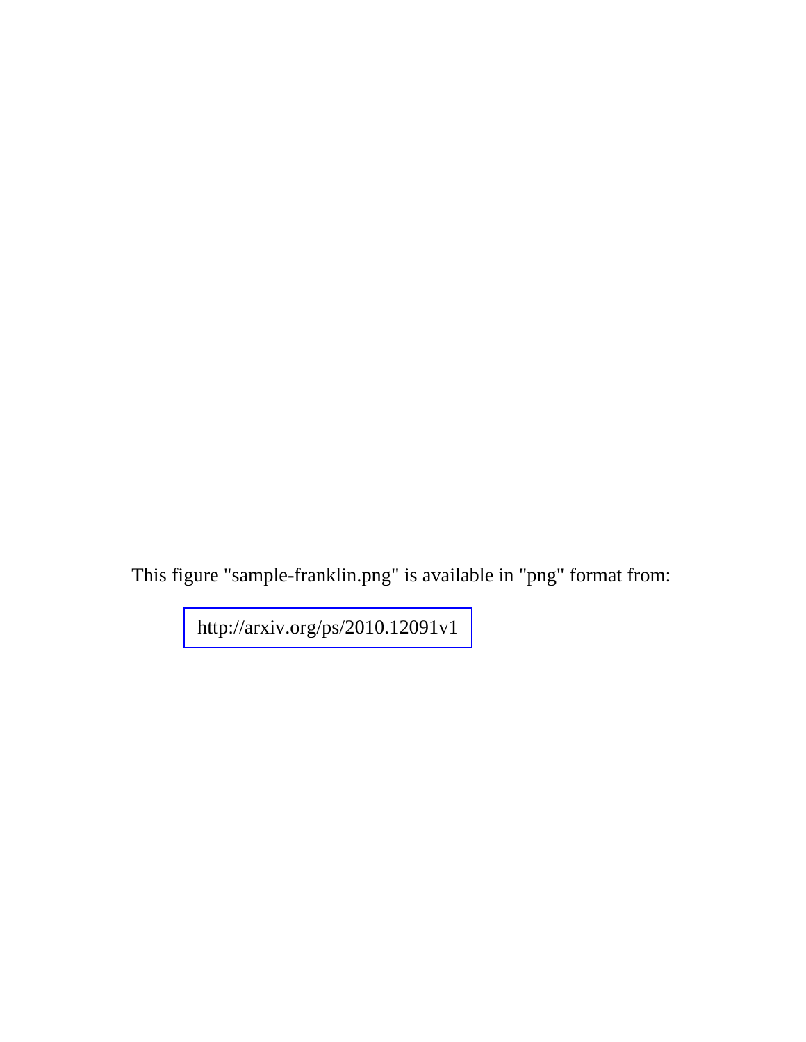This figure "sample-franklin.png" is available in "png" format from:

http://arxiv.org/ps/2010.12091v1